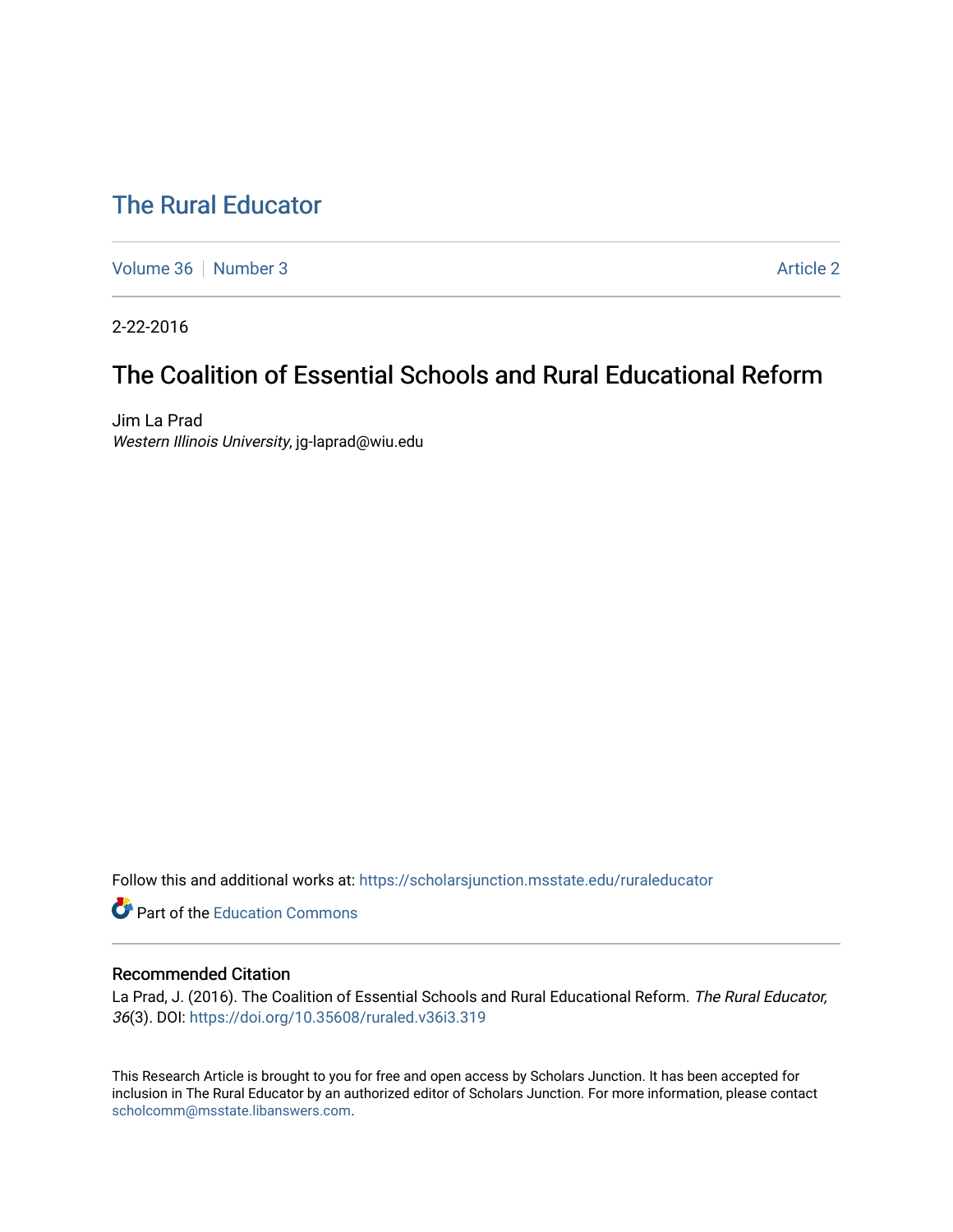# The Rural Educator

Volume 36 | Number 3 | Article 2

2-22-2016

## The Coalition of Essential Schools and Rural Educational Reform

Jim La Prad
*Western Illinois University*, jg-laprad@wiu.edu

Follow this and additional works at: https://scholarsjunction.msstate.edu/ruraleducator

Part of the Education Commons

### Recommended Citation

La Prad, J. (2016). The Coalition of Essential Schools and Rural Educational Reform. *The Rural Educator, 36*(3). DOI: https://doi.org/10.35608/ruraled.v36i3.319

This Research Article is brought to you for free and open access by Scholars Junction. It has been accepted for inclusion in The Rural Educator by an authorized editor of Scholars Junction. For more information, please contact scholcomm@msstate.libanswers.com.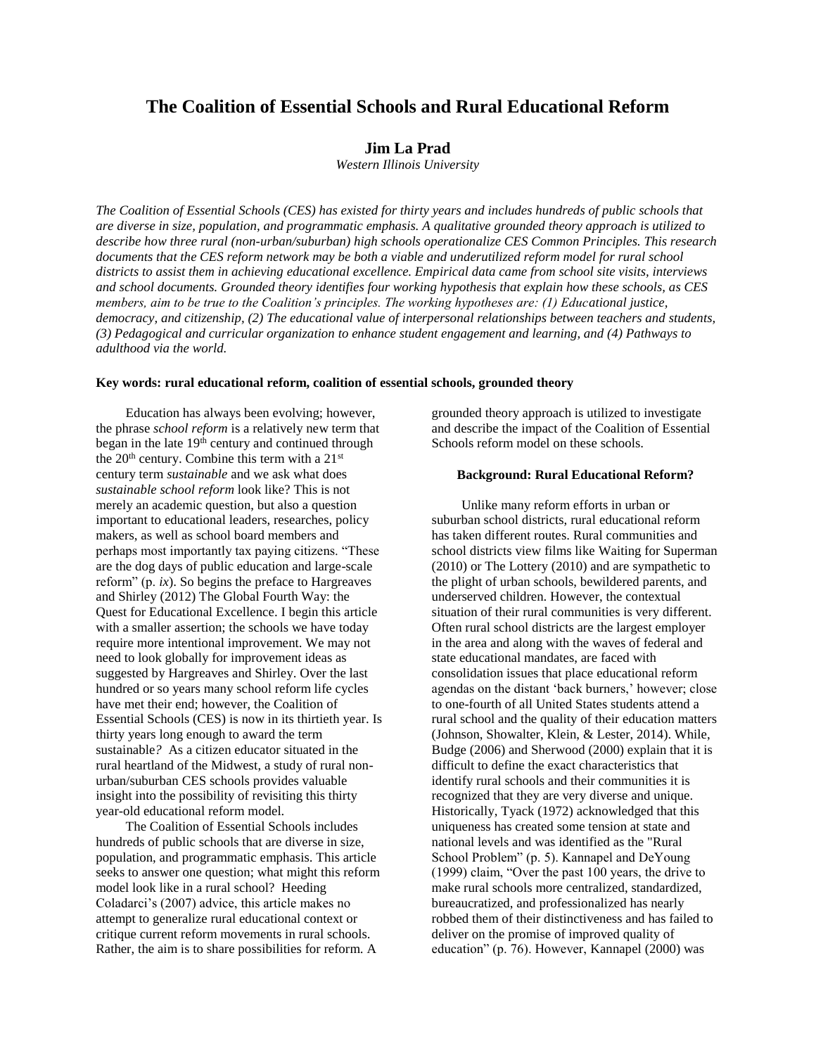# The Coalition of Essential Schools and Rural Educational Reform

**Jim La Prad**

*Western Illinois University*

*The Coalition of Essential Schools (CES) has existed for thirty years and includes hundreds of public schools that are diverse in size, population, and programmatic emphasis. A qualitative grounded theory approach is utilized to describe how three rural (non-urban/suburban) high schools operationalize CES Common Principles. This research documents that the CES reform network may be both a viable and underutilized reform model for rural school districts to assist them in achieving educational excellence. Empirical data came from school site visits, interviews and school documents. Grounded theory identifies four working hypothesis that explain how these schools, as CES members, aim to be true to the Coalition's principles. The working hypotheses are: (1) Educational justice, democracy, and citizenship, (2) The educational value of interpersonal relationships between teachers and students, (3) Pedagogical and curricular organization to enhance student engagement and learning, and (4) Pathways to adulthood via the world.*

**Key words: rural educational reform, coalition of essential schools, grounded theory**

Education has always been evolving; however, the phrase *school reform* is a relatively new term that began in the late 19th century and continued through the 20th century. Combine this term with a 21st century term *sustainable* and we ask what does *sustainable school reform* look like? This is not merely an academic question, but also a question important to educational leaders, researches, policy makers, as well as school board members and perhaps most importantly tax paying citizens. "These are the dog days of public education and large-scale reform" (p. *ix*). So begins the preface to Hargreaves and Shirley (2012) The Global Fourth Way: the Quest for Educational Excellence. I begin this article with a smaller assertion; the schools we have today require more intentional improvement. We may not need to look globally for improvement ideas as suggested by Hargreaves and Shirley. Over the last hundred or so years many school reform life cycles have met their end; however, the Coalition of Essential Schools (CES) is now in its thirtieth year. Is thirty years long enough to award the term sustainable*?* As a citizen educator situated in the rural heartland of the Midwest, a study of rural non-urban/suburban CES schools provides valuable insight into the possibility of revisiting this thirty year-old educational reform model.

The Coalition of Essential Schools includes hundreds of public schools that are diverse in size, population, and programmatic emphasis. This article seeks to answer one question; what might this reform model look like in a rural school? Heeding Coladarci's (2007) advice, this article makes no attempt to generalize rural educational context or critique current reform movements in rural schools. Rather, the aim is to share possibilities for reform. A grounded theory approach is utilized to investigate and describe the impact of the Coalition of Essential Schools reform model on these schools.

## Background: Rural Educational Reform?

Unlike many reform efforts in urban or suburban school districts, rural educational reform has taken different routes. Rural communities and school districts view films like Waiting for Superman (2010) or The Lottery (2010) and are sympathetic to the plight of urban schools, bewildered parents, and underserved children. However, the contextual situation of their rural communities is very different. Often rural school districts are the largest employer in the area and along with the waves of federal and state educational mandates, are faced with consolidation issues that place educational reform agendas on the distant 'back burners,' however; close to one-fourth of all United States students attend a rural school and the quality of their education matters (Johnson, Showalter, Klein, & Lester, 2014). While, Budge (2006) and Sherwood (2000) explain that it is difficult to define the exact characteristics that identify rural schools and their communities it is recognized that they are very diverse and unique. Historically, Tyack (1972) acknowledged that this uniqueness has created some tension at state and national levels and was identified as the "Rural School Problem" (p. 5). Kannapel and DeYoung (1999) claim, "Over the past 100 years, the drive to make rural schools more centralized, standardized, bureaucratized, and professionalized has nearly robbed them of their distinctiveness and has failed to deliver on the promise of improved quality of education" (p. 76). However, Kannapel (2000) was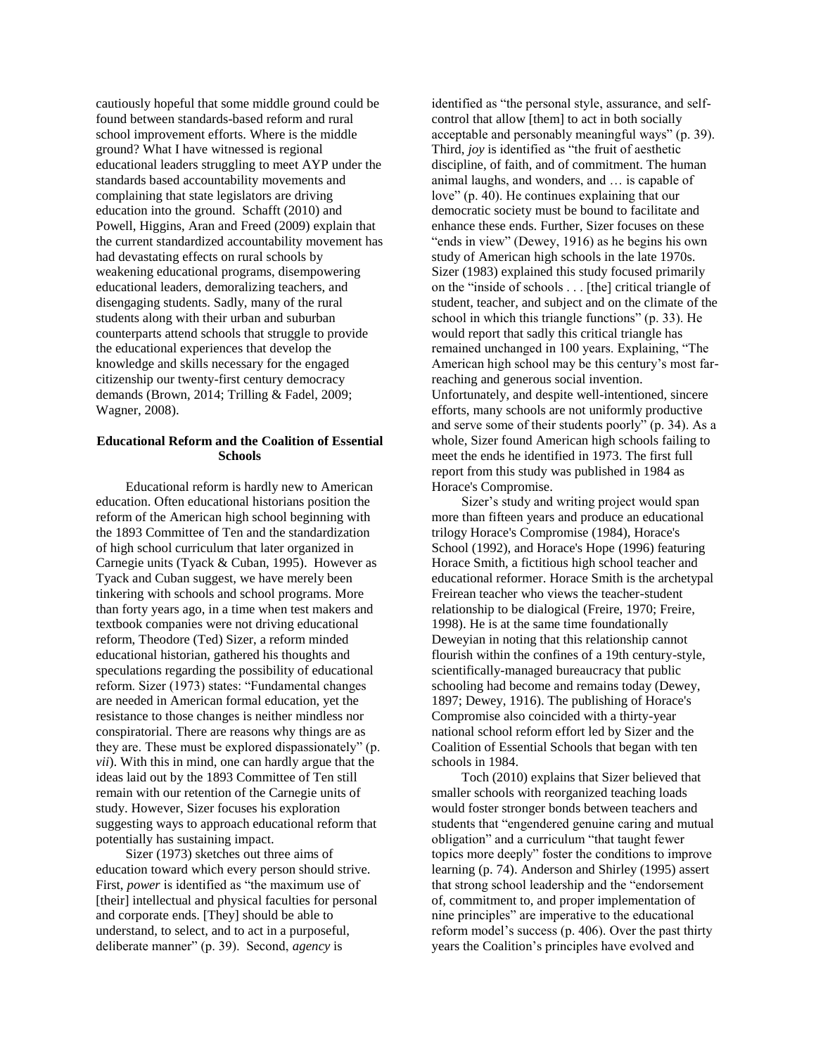cautiously hopeful that some middle ground could be found between standards-based reform and rural school improvement efforts. Where is the middle ground? What I have witnessed is regional educational leaders struggling to meet AYP under the standards based accountability movements and complaining that state legislators are driving education into the ground. Schafft (2010) and Powell, Higgins, Aran and Freed (2009) explain that the current standardized accountability movement has had devastating effects on rural schools by weakening educational programs, disempowering educational leaders, demoralizing teachers, and disengaging students. Sadly, many of the rural students along with their urban and suburban counterparts attend schools that struggle to provide the educational experiences that develop the knowledge and skills necessary for the engaged citizenship our twenty-first century democracy demands (Brown, 2014; Trilling & Fadel, 2009; Wagner, 2008).

### Educational Reform and the Coalition of Essential Schools

Educational reform is hardly new to American education. Often educational historians position the reform of the American high school beginning with the 1893 Committee of Ten and the standardization of high school curriculum that later organized in Carnegie units (Tyack & Cuban, 1995). However as Tyack and Cuban suggest, we have merely been tinkering with schools and school programs. More than forty years ago, in a time when test makers and textbook companies were not driving educational reform, Theodore (Ted) Sizer, a reform minded educational historian, gathered his thoughts and speculations regarding the possibility of educational reform. Sizer (1973) states: "Fundamental changes are needed in American formal education, yet the resistance to those changes is neither mindless nor conspiratorial. There are reasons why things are as they are. These must be explored dispassionately" (p. *vii*). With this in mind, one can hardly argue that the ideas laid out by the 1893 Committee of Ten still remain with our retention of the Carnegie units of study. However, Sizer focuses his exploration suggesting ways to approach educational reform that potentially has sustaining impact.

Sizer (1973) sketches out three aims of education toward which every person should strive. First, *power* is identified as "the maximum use of [their] intellectual and physical faculties for personal and corporate ends. [They] should be able to understand, to select, and to act in a purposeful, deliberate manner" (p. 39). Second, *agency* is identified as "the personal style, assurance, and self-control that allow [them] to act in both socially acceptable and personably meaningful ways" (p. 39). Third, *joy* is identified as "the fruit of aesthetic discipline, of faith, and of commitment. The human animal laughs, and wonders, and … is capable of love" (p. 40). He continues explaining that our democratic society must be bound to facilitate and enhance these ends. Further, Sizer focuses on these "ends in view" (Dewey, 1916) as he begins his own study of American high schools in the late 1970s. Sizer (1983) explained this study focused primarily on the "inside of schools . . . [the] critical triangle of student, teacher, and subject and on the climate of the school in which this triangle functions" (p. 33). He would report that sadly this critical triangle has remained unchanged in 100 years. Explaining, "The American high school may be this century's most far-reaching and generous social invention. Unfortunately, and despite well-intentioned, sincere efforts, many schools are not uniformly productive and serve some of their students poorly" (p. 34). As a whole, Sizer found American high schools failing to meet the ends he identified in 1973. The first full report from this study was published in 1984 as Horace's Compromise.

Sizer's study and writing project would span more than fifteen years and produce an educational trilogy Horace's Compromise (1984), Horace's School (1992), and Horace's Hope (1996) featuring Horace Smith, a fictitious high school teacher and educational reformer. Horace Smith is the archetypal Freirean teacher who views the teacher-student relationship to be dialogical (Freire, 1970; Freire, 1998). He is at the same time foundationally Deweyian in noting that this relationship cannot flourish within the confines of a 19th century-style, scientifically-managed bureaucracy that public schooling had become and remains today (Dewey, 1897; Dewey, 1916). The publishing of Horace's Compromise also coincided with a thirty-year national school reform effort led by Sizer and the Coalition of Essential Schools that began with ten schools in 1984.

Toch (2010) explains that Sizer believed that smaller schools with reorganized teaching loads would foster stronger bonds between teachers and students that "engendered genuine caring and mutual obligation" and a curriculum "that taught fewer topics more deeply" foster the conditions to improve learning (p. 74). Anderson and Shirley (1995) assert that strong school leadership and the "endorsement of, commitment to, and proper implementation of nine principles" are imperative to the educational reform model's success (p. 406). Over the past thirty years the Coalition's principles have evolved and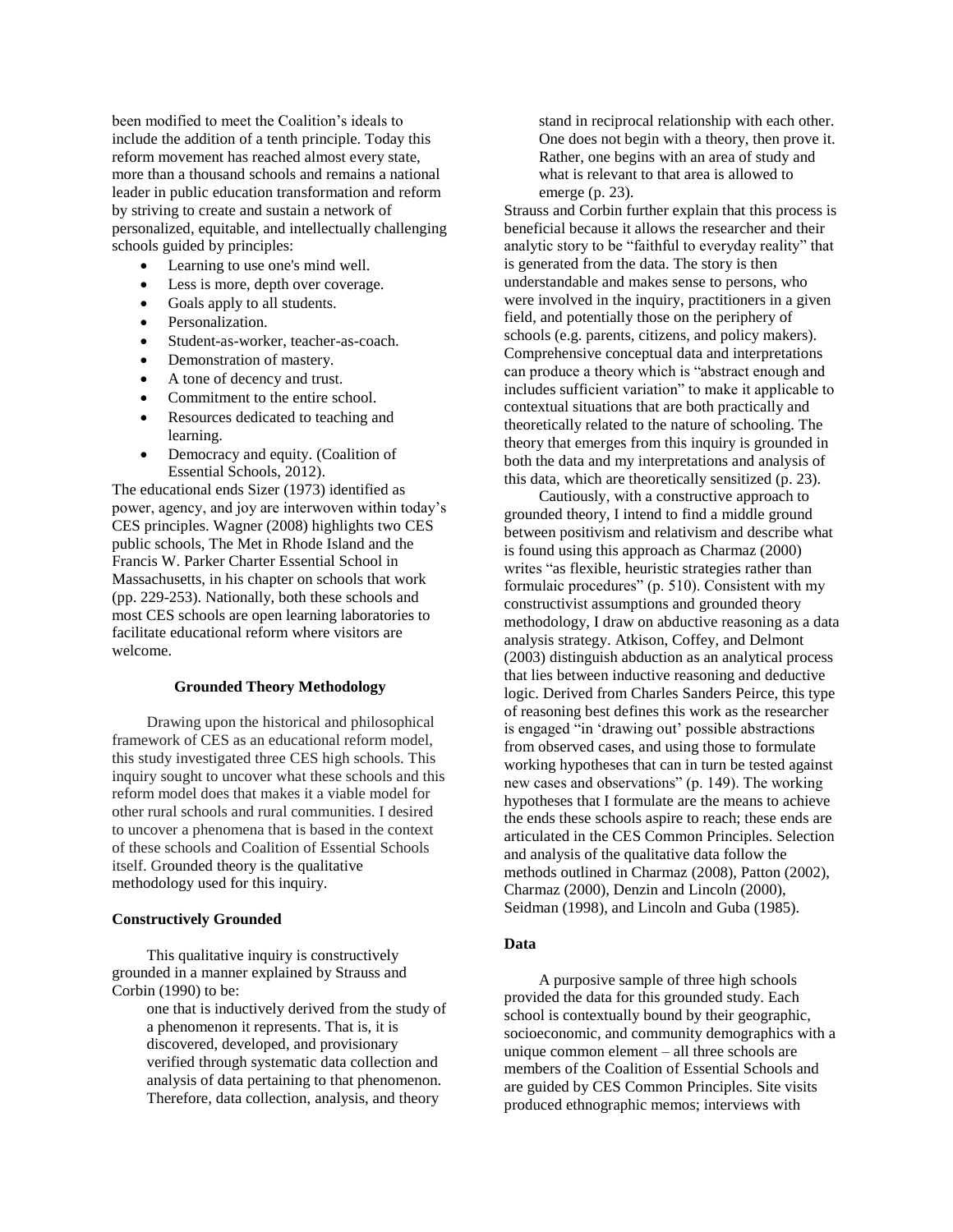been modified to meet the Coalition's ideals to include the addition of a tenth principle. Today this reform movement has reached almost every state, more than a thousand schools and remains a national leader in public education transformation and reform by striving to create and sustain a network of personalized, equitable, and intellectually challenging schools guided by principles:

- Learning to use one's mind well.
- Less is more, depth over coverage.
- Goals apply to all students.
- Personalization.
- Student-as-worker, teacher-as-coach.
- Demonstration of mastery.
- A tone of decency and trust.
- Commitment to the entire school.
- Resources dedicated to teaching and learning.
- Democracy and equity. (Coalition of Essential Schools, 2012).

The educational ends Sizer (1973) identified as power, agency, and joy are interwoven within today's CES principles. Wagner (2008) highlights two CES public schools, The Met in Rhode Island and the Francis W. Parker Charter Essential School in Massachusetts, in his chapter on schools that work (pp. 229-253). Nationally, both these schools and most CES schools are open learning laboratories to facilitate educational reform where visitors are welcome.

## Grounded Theory Methodology

Drawing upon the historical and philosophical framework of CES as an educational reform model, this study investigated three CES high schools. This inquiry sought to uncover what these schools and this reform model does that makes it a viable model for other rural schools and rural communities. I desired to uncover a phenomena that is based in the context of these schools and Coalition of Essential Schools itself. Grounded theory is the qualitative methodology used for this inquiry.

### Constructively Grounded

This qualitative inquiry is constructively grounded in a manner explained by Strauss and Corbin (1990) to be:

> one that is inductively derived from the study of a phenomenon it represents. That is, it is discovered, developed, and provisionary verified through systematic data collection and analysis of data pertaining to that phenomenon. Therefore, data collection, analysis, and theory stand in reciprocal relationship with each other. One does not begin with a theory, then prove it. Rather, one begins with an area of study and what is relevant to that area is allowed to emerge (p. 23).

Strauss and Corbin further explain that this process is beneficial because it allows the researcher and their analytic story to be "faithful to everyday reality" that is generated from the data. The story is then understandable and makes sense to persons, who were involved in the inquiry, practitioners in a given field, and potentially those on the periphery of schools (e.g. parents, citizens, and policy makers). Comprehensive conceptual data and interpretations can produce a theory which is "abstract enough and includes sufficient variation" to make it applicable to contextual situations that are both practically and theoretically related to the nature of schooling. The theory that emerges from this inquiry is grounded in both the data and my interpretations and analysis of this data, which are theoretically sensitized (p. 23).

Cautiously, with a constructive approach to grounded theory, I intend to find a middle ground between positivism and relativism and describe what is found using this approach as Charmaz (2000) writes "as flexible, heuristic strategies rather than formulaic procedures" (p. 510). Consistent with my constructivist assumptions and grounded theory methodology, I draw on abductive reasoning as a data analysis strategy. Atkison, Coffey, and Delmont (2003) distinguish abduction as an analytical process that lies between inductive reasoning and deductive logic. Derived from Charles Sanders Peirce, this type of reasoning best defines this work as the researcher is engaged "in 'drawing out' possible abstractions from observed cases, and using those to formulate working hypotheses that can in turn be tested against new cases and observations" (p. 149). The working hypotheses that I formulate are the means to achieve the ends these schools aspire to reach; these ends are articulated in the CES Common Principles. Selection and analysis of the qualitative data follow the methods outlined in Charmaz (2008), Patton (2002), Charmaz (2000), Denzin and Lincoln (2000), Seidman (1998), and Lincoln and Guba (1985).

### Data

A purposive sample of three high schools provided the data for this grounded study. Each school is contextually bound by their geographic, socioeconomic, and community demographics with a unique common element – all three schools are members of the Coalition of Essential Schools and are guided by CES Common Principles. Site visits produced ethnographic memos; interviews with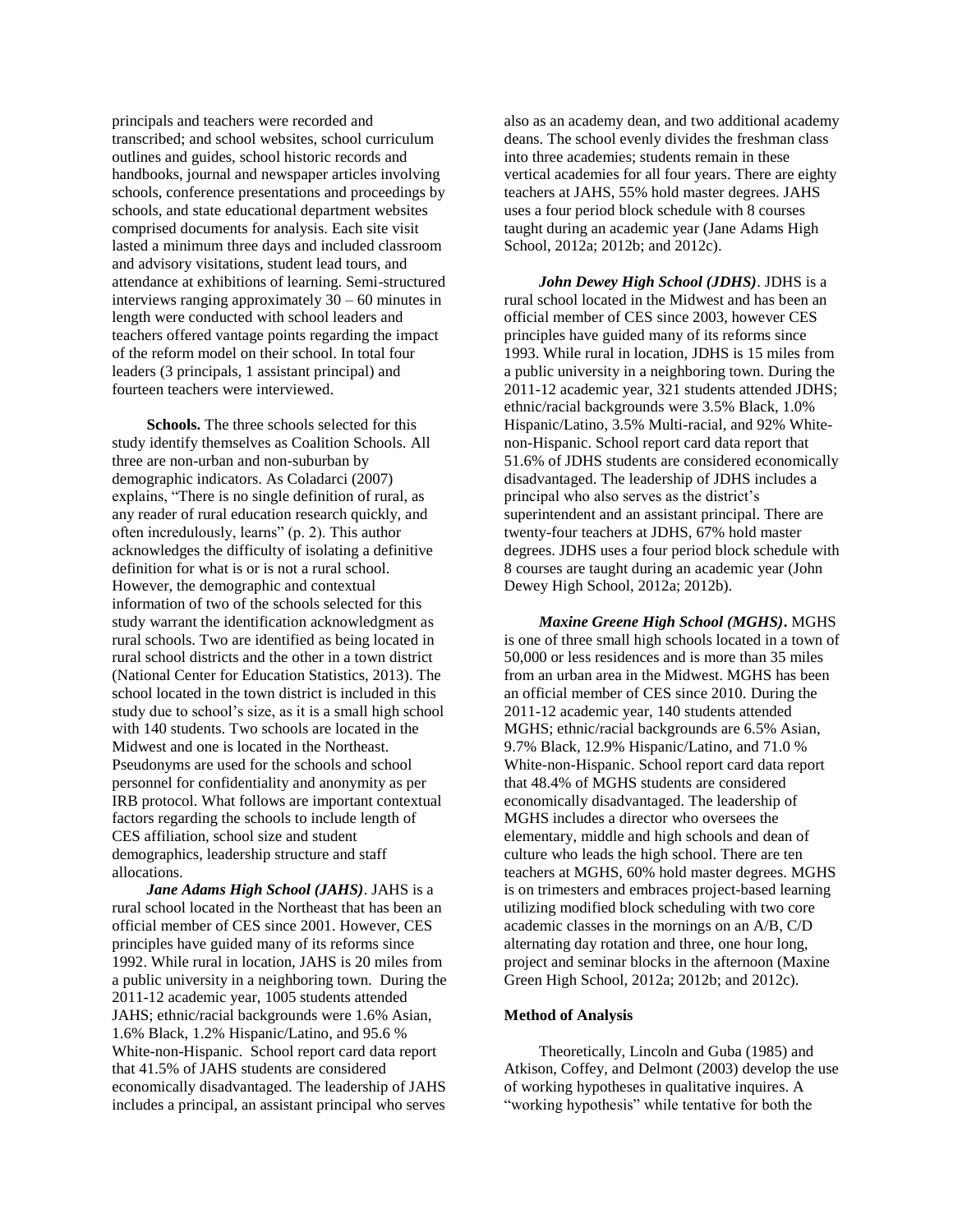principals and teachers were recorded and transcribed; and school websites, school curriculum outlines and guides, school historic records and handbooks, journal and newspaper articles involving schools, conference presentations and proceedings by schools, and state educational department websites comprised documents for analysis. Each site visit lasted a minimum three days and included classroom and advisory visitations, student lead tours, and attendance at exhibitions of learning. Semi-structured interviews ranging approximately 30 – 60 minutes in length were conducted with school leaders and teachers offered vantage points regarding the impact of the reform model on their school. In total four leaders (3 principals, 1 assistant principal) and fourteen teachers were interviewed.

**Schools.** The three schools selected for this study identify themselves as Coalition Schools. All three are non-urban and non-suburban by demographic indicators. As Coladarci (2007) explains, "There is no single definition of rural, as any reader of rural education research quickly, and often incredulously, learns" (p. 2). This author acknowledges the difficulty of isolating a definitive definition for what is or is not a rural school. However, the demographic and contextual information of two of the schools selected for this study warrant the identification acknowledgment as rural schools. Two are identified as being located in rural school districts and the other in a town district (National Center for Education Statistics, 2013). The school located in the town district is included in this study due to school's size, as it is a small high school with 140 students. Two schools are located in the Midwest and one is located in the Northeast. Pseudonyms are used for the schools and school personnel for confidentiality and anonymity as per IRB protocol. What follows are important contextual factors regarding the schools to include length of CES affiliation, school size and student demographics, leadership structure and staff allocations.

***Jane Adams High School (JAHS)***. JAHS is a rural school located in the Northeast that has been an official member of CES since 2001. However, CES principles have guided many of its reforms since 1992. While rural in location, JAHS is 20 miles from a public university in a neighboring town. During the 2011-12 academic year, 1005 students attended JAHS; ethnic/racial backgrounds were 1.6% Asian, 1.6% Black, 1.2% Hispanic/Latino, and 95.6 % White-non-Hispanic. School report card data report that 41.5% of JAHS students are considered economically disadvantaged. The leadership of JAHS includes a principal, an assistant principal who serves also as an academy dean, and two additional academy deans. The school evenly divides the freshman class into three academies; students remain in these vertical academies for all four years. There are eighty teachers at JAHS, 55% hold master degrees. JAHS uses a four period block schedule with 8 courses taught during an academic year (Jane Adams High School, 2012a; 2012b; and 2012c).

***John Dewey High School (JDHS)***. JDHS is a rural school located in the Midwest and has been an official member of CES since 2003, however CES principles have guided many of its reforms since 1993. While rural in location, JDHS is 15 miles from a public university in a neighboring town. During the 2011-12 academic year, 321 students attended JDHS; ethnic/racial backgrounds were 3.5% Black, 1.0% Hispanic/Latino, 3.5% Multi-racial, and 92% White-non-Hispanic. School report card data report that 51.6% of JDHS students are considered economically disadvantaged. The leadership of JDHS includes a principal who also serves as the district's superintendent and an assistant principal. There are twenty-four teachers at JDHS, 67% hold master degrees. JDHS uses a four period block schedule with 8 courses are taught during an academic year (John Dewey High School, 2012a; 2012b).

***Maxine Greene High School (MGHS)***. MGHS is one of three small high schools located in a town of 50,000 or less residences and is more than 35 miles from an urban area in the Midwest. MGHS has been an official member of CES since 2010. During the 2011-12 academic year, 140 students attended MGHS; ethnic/racial backgrounds are 6.5% Asian, 9.7% Black, 12.9% Hispanic/Latino, and 71.0 % White-non-Hispanic. School report card data report that 48.4% of MGHS students are considered economically disadvantaged. The leadership of MGHS includes a director who oversees the elementary, middle and high schools and dean of culture who leads the high school. There are ten teachers at MGHS, 60% hold master degrees. MGHS is on trimesters and embraces project-based learning utilizing modified block scheduling with two core academic classes in the mornings on an A/B, C/D alternating day rotation and three, one hour long, project and seminar blocks in the afternoon (Maxine Green High School, 2012a; 2012b; and 2012c).

**Method of Analysis**

Theoretically, Lincoln and Guba (1985) and Atkison, Coffey, and Delmont (2003) develop the use of working hypotheses in qualitative inquires. A "working hypothesis" while tentative for both the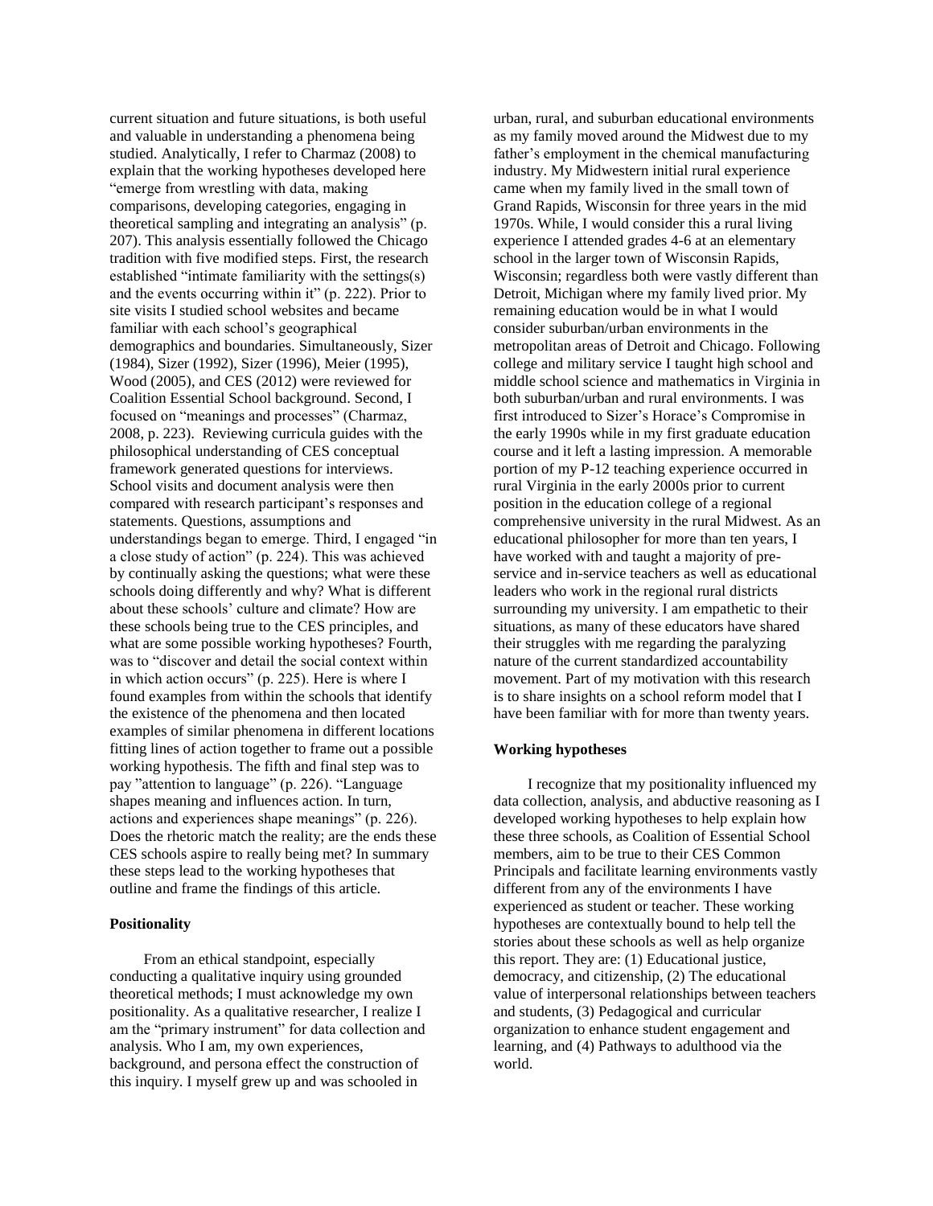current situation and future situations, is both useful and valuable in understanding a phenomena being studied. Analytically, I refer to Charmaz (2008) to explain that the working hypotheses developed here "emerge from wrestling with data, making comparisons, developing categories, engaging in theoretical sampling and integrating an analysis" (p. 207). This analysis essentially followed the Chicago tradition with five modified steps. First, the research established "intimate familiarity with the settings(s) and the events occurring within it" (p. 222). Prior to site visits I studied school websites and became familiar with each school's geographical demographics and boundaries. Simultaneously, Sizer (1984), Sizer (1992), Sizer (1996), Meier (1995), Wood (2005), and CES (2012) were reviewed for Coalition Essential School background. Second, I focused on "meanings and processes" (Charmaz, 2008, p. 223). Reviewing curricula guides with the philosophical understanding of CES conceptual framework generated questions for interviews. School visits and document analysis were then compared with research participant's responses and statements. Questions, assumptions and understandings began to emerge. Third, I engaged "in a close study of action" (p. 224). This was achieved by continually asking the questions; what were these schools doing differently and why? What is different about these schools' culture and climate? How are these schools being true to the CES principles, and what are some possible working hypotheses? Fourth, was to "discover and detail the social context within in which action occurs" (p. 225). Here is where I found examples from within the schools that identify the existence of the phenomena and then located examples of similar phenomena in different locations fitting lines of action together to frame out a possible working hypothesis. The fifth and final step was to pay "attention to language" (p. 226). "Language shapes meaning and influences action. In turn, actions and experiences shape meanings" (p. 226). Does the rhetoric match the reality; are the ends these CES schools aspire to really being met? In summary these steps lead to the working hypotheses that outline and frame the findings of this article.

### Positionality

From an ethical standpoint, especially conducting a qualitative inquiry using grounded theoretical methods; I must acknowledge my own positionality. As a qualitative researcher, I realize I am the "primary instrument" for data collection and analysis. Who I am, my own experiences, background, and persona effect the construction of this inquiry. I myself grew up and was schooled in urban, rural, and suburban educational environments as my family moved around the Midwest due to my father's employment in the chemical manufacturing industry. My Midwestern initial rural experience came when my family lived in the small town of Grand Rapids, Wisconsin for three years in the mid 1970s. While, I would consider this a rural living experience I attended grades 4-6 at an elementary school in the larger town of Wisconsin Rapids, Wisconsin; regardless both were vastly different than Detroit, Michigan where my family lived prior. My remaining education would be in what I would consider suburban/urban environments in the metropolitan areas of Detroit and Chicago. Following college and military service I taught high school and middle school science and mathematics in Virginia in both suburban/urban and rural environments. I was first introduced to Sizer's Horace's Compromise in the early 1990s while in my first graduate education course and it left a lasting impression. A memorable portion of my P-12 teaching experience occurred in rural Virginia in the early 2000s prior to current position in the education college of a regional comprehensive university in the rural Midwest. As an educational philosopher for more than ten years, I have worked with and taught a majority of pre-service and in-service teachers as well as educational leaders who work in the regional rural districts surrounding my university. I am empathetic to their situations, as many of these educators have shared their struggles with me regarding the paralyzing nature of the current standardized accountability movement. Part of my motivation with this research is to share insights on a school reform model that I have been familiar with for more than twenty years.

### Working hypotheses

I recognize that my positionality influenced my data collection, analysis, and abductive reasoning as I developed working hypotheses to help explain how these three schools, as Coalition of Essential School members, aim to be true to their CES Common Principals and facilitate learning environments vastly different from any of the environments I have experienced as student or teacher. These working hypotheses are contextually bound to help tell the stories about these schools as well as help organize this report. They are: (1) Educational justice, democracy, and citizenship, (2) The educational value of interpersonal relationships between teachers and students, (3) Pedagogical and curricular organization to enhance student engagement and learning, and (4) Pathways to adulthood via the world.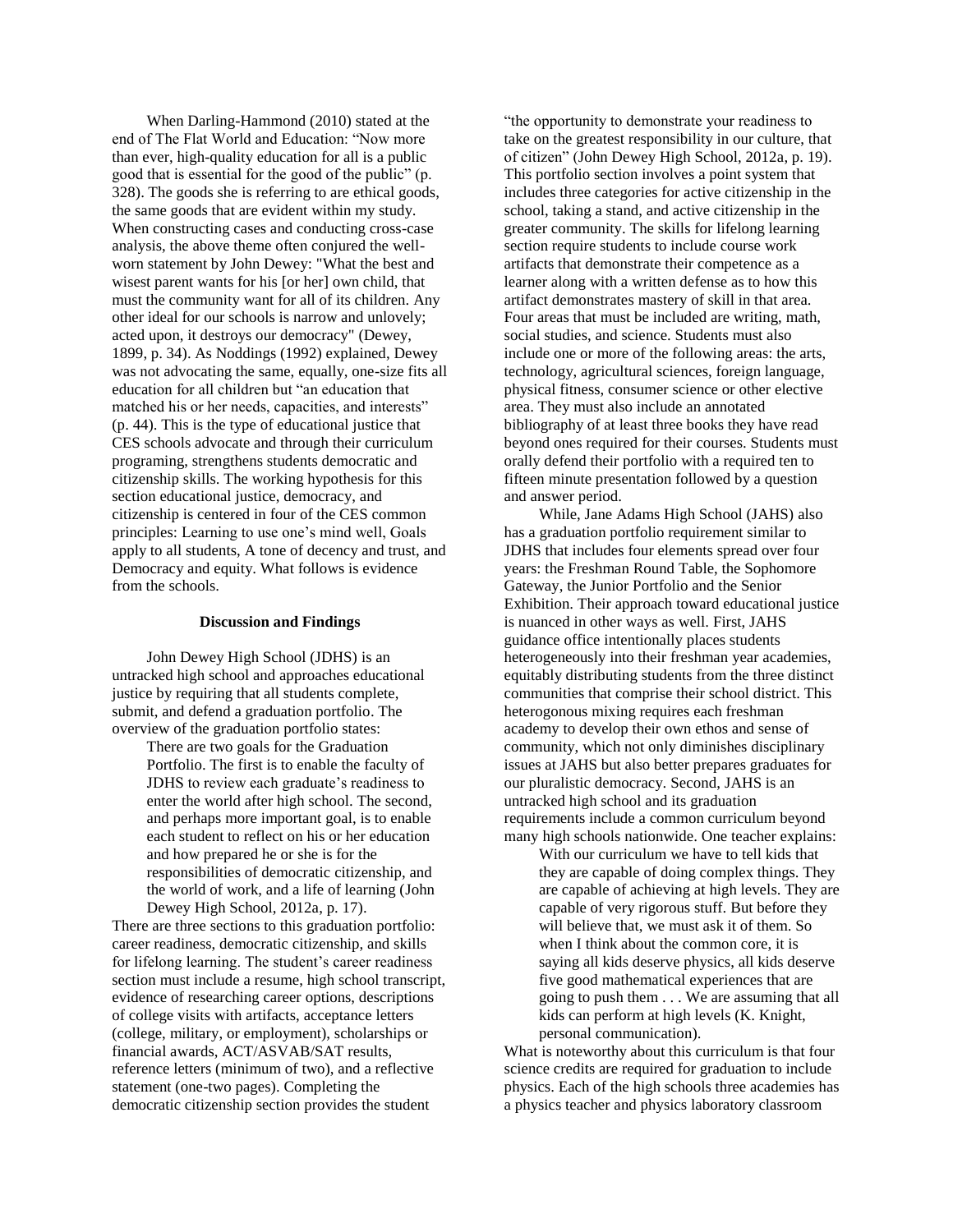When Darling-Hammond (2010) stated at the end of The Flat World and Education: "Now more than ever, high-quality education for all is a public good that is essential for the good of the public" (p. 328). The goods she is referring to are ethical goods, the same goods that are evident within my study. When constructing cases and conducting cross-case analysis, the above theme often conjured the well-worn statement by John Dewey: "What the best and wisest parent wants for his [or her] own child, that must the community want for all of its children. Any other ideal for our schools is narrow and unlovely; acted upon, it destroys our democracy" (Dewey, 1899, p. 34). As Noddings (1992) explained, Dewey was not advocating the same, equally, one-size fits all education for all children but "an education that matched his or her needs, capacities, and interests" (p. 44). This is the type of educational justice that CES schools advocate and through their curriculum programing, strengthens students democratic and citizenship skills. The working hypothesis for this section educational justice, democracy, and citizenship is centered in four of the CES common principles: Learning to use one's mind well, Goals apply to all students, A tone of decency and trust, and Democracy and equity. What follows is evidence from the schools.

## Discussion and Findings

John Dewey High School (JDHS) is an untracked high school and approaches educational justice by requiring that all students complete, submit, and defend a graduation portfolio. The overview of the graduation portfolio states:

> There are two goals for the Graduation Portfolio. The first is to enable the faculty of JDHS to review each graduate's readiness to enter the world after high school. The second, and perhaps more important goal, is to enable each student to reflect on his or her education and how prepared he or she is for the responsibilities of democratic citizenship, and the world of work, and a life of learning (John Dewey High School, 2012a, p. 17).

There are three sections to this graduation portfolio: career readiness, democratic citizenship, and skills for lifelong learning. The student's career readiness section must include a resume, high school transcript, evidence of researching career options, descriptions of college visits with artifacts, acceptance letters (college, military, or employment), scholarships or financial awards, ACT/ASVAB/SAT results, reference letters (minimum of two), and a reflective statement (one-two pages). Completing the democratic citizenship section provides the student "the opportunity to demonstrate your readiness to take on the greatest responsibility in our culture, that of citizen" (John Dewey High School, 2012a, p. 19). This portfolio section involves a point system that includes three categories for active citizenship in the school, taking a stand, and active citizenship in the greater community. The skills for lifelong learning section require students to include course work artifacts that demonstrate their competence as a learner along with a written defense as to how this artifact demonstrates mastery of skill in that area. Four areas that must be included are writing, math, social studies, and science. Students must also include one or more of the following areas: the arts, technology, agricultural sciences, foreign language, physical fitness, consumer science or other elective area. They must also include an annotated bibliography of at least three books they have read beyond ones required for their courses. Students must orally defend their portfolio with a required ten to fifteen minute presentation followed by a question and answer period.

While, Jane Adams High School (JAHS) also has a graduation portfolio requirement similar to JDHS that includes four elements spread over four years: the Freshman Round Table, the Sophomore Gateway, the Junior Portfolio and the Senior Exhibition. Their approach toward educational justice is nuanced in other ways as well. First, JAHS guidance office intentionally places students heterogeneously into their freshman year academies, equitably distributing students from the three distinct communities that comprise their school district. This heterogonous mixing requires each freshman academy to develop their own ethos and sense of community, which not only diminishes disciplinary issues at JAHS but also better prepares graduates for our pluralistic democracy. Second, JAHS is an untracked high school and its graduation requirements include a common curriculum beyond many high schools nationwide. One teacher explains:

> With our curriculum we have to tell kids that they are capable of doing complex things. They are capable of achieving at high levels. They are capable of very rigorous stuff. But before they will believe that, we must ask it of them. So when I think about the common core, it is saying all kids deserve physics, all kids deserve five good mathematical experiences that are going to push them . . . We are assuming that all kids can perform at high levels (K. Knight, personal communication).

What is noteworthy about this curriculum is that four science credits are required for graduation to include physics. Each of the high schools three academies has a physics teacher and physics laboratory classroom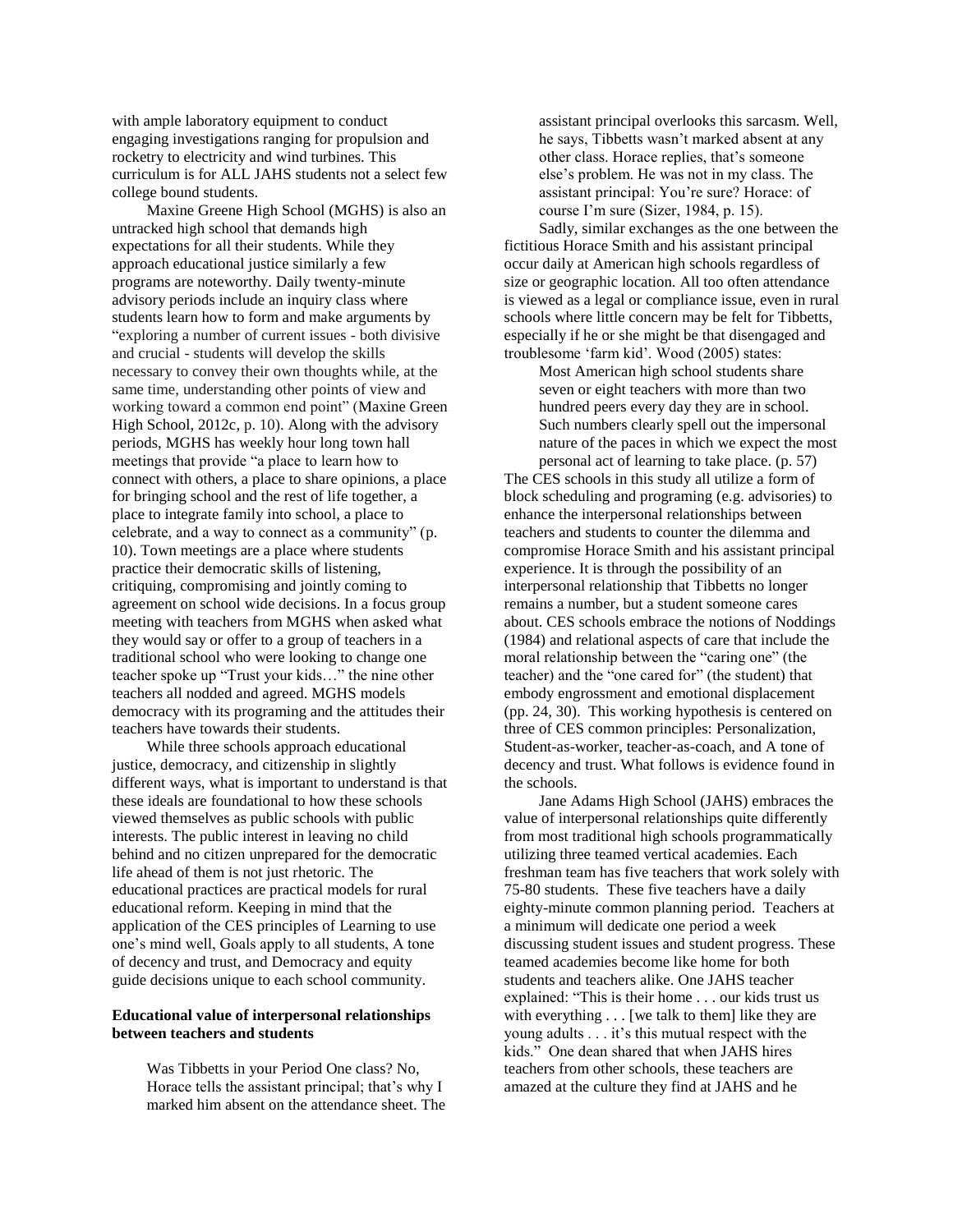with ample laboratory equipment to conduct engaging investigations ranging for propulsion and rocketry to electricity and wind turbines. This curriculum is for ALL JAHS students not a select few college bound students.

Maxine Greene High School (MGHS) is also an untracked high school that demands high expectations for all their students. While they approach educational justice similarly a few programs are noteworthy. Daily twenty-minute advisory periods include an inquiry class where students learn how to form and make arguments by "exploring a number of current issues - both divisive and crucial - students will develop the skills necessary to convey their own thoughts while, at the same time, understanding other points of view and working toward a common end point" (Maxine Green High School, 2012c, p. 10). Along with the advisory periods, MGHS has weekly hour long town hall meetings that provide "a place to learn how to connect with others, a place to share opinions, a place for bringing school and the rest of life together, a place to integrate family into school, a place to celebrate, and a way to connect as a community" (p. 10). Town meetings are a place where students practice their democratic skills of listening, critiquing, compromising and jointly coming to agreement on school wide decisions. In a focus group meeting with teachers from MGHS when asked what they would say or offer to a group of teachers in a traditional school who were looking to change one teacher spoke up "Trust your kids…" the nine other teachers all nodded and agreed. MGHS models democracy with its programing and the attitudes their teachers have towards their students.

While three schools approach educational justice, democracy, and citizenship in slightly different ways, what is important to understand is that these ideals are foundational to how these schools viewed themselves as public schools with public interests. The public interest in leaving no child behind and no citizen unprepared for the democratic life ahead of them is not just rhetoric. The educational practices are practical models for rural educational reform. Keeping in mind that the application of the CES principles of Learning to use one's mind well, Goals apply to all students, A tone of decency and trust, and Democracy and equity guide decisions unique to each school community.

**Educational value of interpersonal relationships between teachers and students**

> Was Tibbetts in your Period One class? No, Horace tells the assistant principal; that's why I marked him absent on the attendance sheet. The assistant principal overlooks this sarcasm. Well, he says, Tibbetts wasn't marked absent at any other class. Horace replies, that's someone else's problem. He was not in my class. The assistant principal: You're sure? Horace: of course I'm sure (Sizer, 1984, p. 15).

Sadly, similar exchanges as the one between the fictitious Horace Smith and his assistant principal occur daily at American high schools regardless of size or geographic location. All too often attendance is viewed as a legal or compliance issue, even in rural schools where little concern may be felt for Tibbetts, especially if he or she might be that disengaged and troublesome 'farm kid'. Wood (2005) states:

> Most American high school students share seven or eight teachers with more than two hundred peers every day they are in school. Such numbers clearly spell out the impersonal nature of the paces in which we expect the most personal act of learning to take place. (p. 57)

The CES schools in this study all utilize a form of block scheduling and programing (e.g. advisories) to enhance the interpersonal relationships between teachers and students to counter the dilemma and compromise Horace Smith and his assistant principal experience. It is through the possibility of an interpersonal relationship that Tibbetts no longer remains a number, but a student someone cares about. CES schools embrace the notions of Noddings (1984) and relational aspects of care that include the moral relationship between the "caring one" (the teacher) and the "one cared for" (the student) that embody engrossment and emotional displacement (pp. 24, 30). This working hypothesis is centered on three of CES common principles: Personalization, Student-as-worker, teacher-as-coach, and A tone of decency and trust. What follows is evidence found in the schools.

Jane Adams High School (JAHS) embraces the value of interpersonal relationships quite differently from most traditional high schools programmatically utilizing three teamed vertical academies. Each freshman team has five teachers that work solely with 75-80 students. These five teachers have a daily eighty-minute common planning period. Teachers at a minimum will dedicate one period a week discussing student issues and student progress. These teamed academies become like home for both students and teachers alike. One JAHS teacher explained: "This is their home . . . our kids trust us with everything . . . [we talk to them] like they are young adults . . . it's this mutual respect with the kids." One dean shared that when JAHS hires teachers from other schools, these teachers are amazed at the culture they find at JAHS and he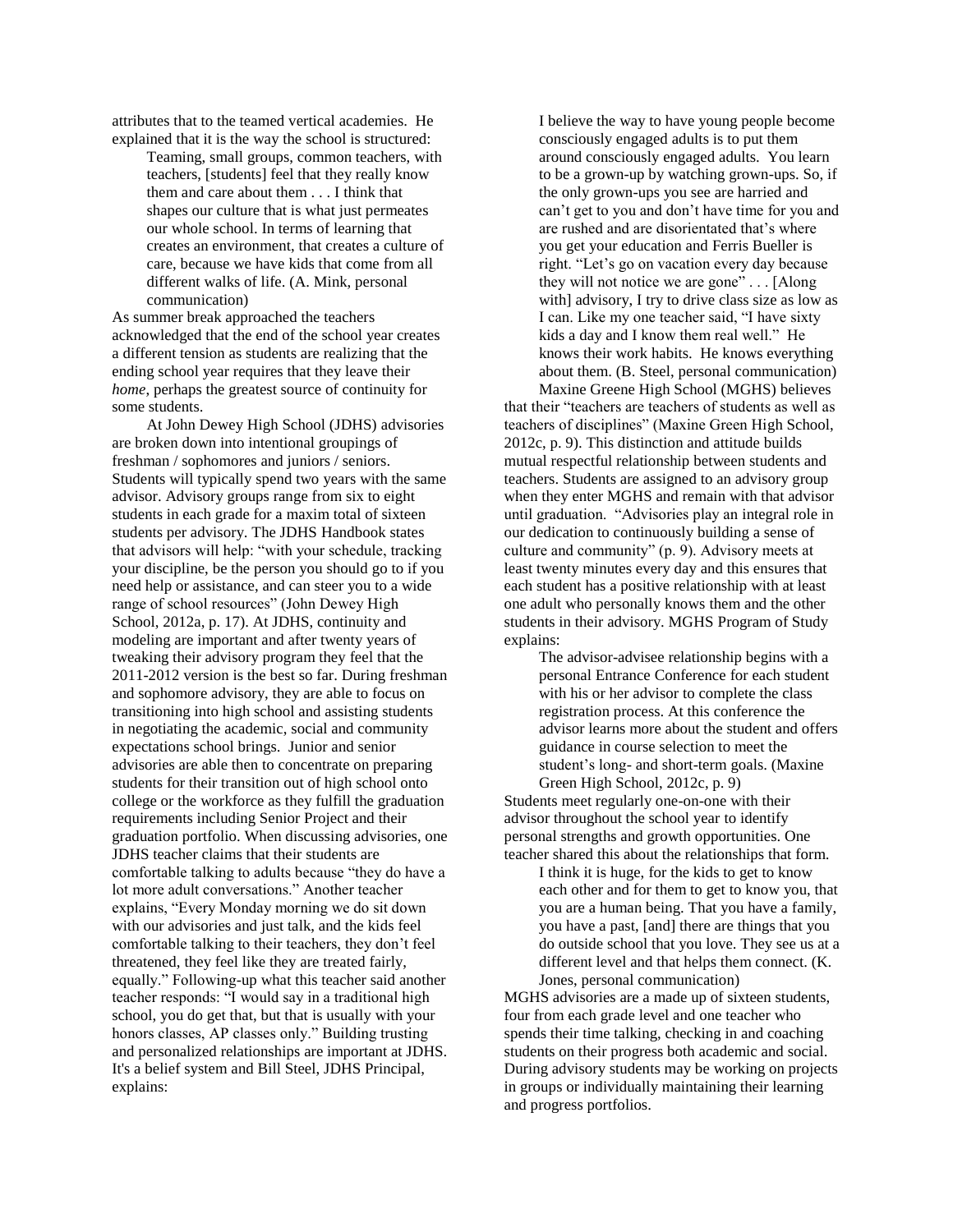attributes that to the teamed vertical academies. He explained that it is the way the school is structured:

> Teaming, small groups, common teachers, with teachers, [students] feel that they really know them and care about them . . . I think that shapes our culture that is what just permeates our whole school. In terms of learning that creates an environment, that creates a culture of care, because we have kids that come from all different walks of life. (A. Mink, personal communication)

As summer break approached the teachers acknowledged that the end of the school year creates a different tension as students are realizing that the ending school year requires that they leave their *home*, perhaps the greatest source of continuity for some students.

At John Dewey High School (JDHS) advisories are broken down into intentional groupings of freshman / sophomores and juniors / seniors. Students will typically spend two years with the same advisor. Advisory groups range from six to eight students in each grade for a maxim total of sixteen students per advisory. The JDHS Handbook states that advisors will help: "with your schedule, tracking your discipline, be the person you should go to if you need help or assistance, and can steer you to a wide range of school resources" (John Dewey High School, 2012a, p. 17). At JDHS, continuity and modeling are important and after twenty years of tweaking their advisory program they feel that the 2011-2012 version is the best so far. During freshman and sophomore advisory, they are able to focus on transitioning into high school and assisting students in negotiating the academic, social and community expectations school brings. Junior and senior advisories are able then to concentrate on preparing students for their transition out of high school onto college or the workforce as they fulfill the graduation requirements including Senior Project and their graduation portfolio. When discussing advisories, one JDHS teacher claims that their students are comfortable talking to adults because "they do have a lot more adult conversations." Another teacher explains, "Every Monday morning we do sit down with our advisories and just talk, and the kids feel comfortable talking to their teachers, they don't feel threatened, they feel like they are treated fairly, equally." Following-up what this teacher said another teacher responds: "I would say in a traditional high school, you do get that, but that is usually with your honors classes, AP classes only." Building trusting and personalized relationships are important at JDHS. It's a belief system and Bill Steel, JDHS Principal, explains:

> I believe the way to have young people become consciously engaged adults is to put them around consciously engaged adults. You learn to be a grown-up by watching grown-ups. So, if the only grown-ups you see are harried and can't get to you and don't have time for you and are rushed and are disorientated that's where you get your education and Ferris Bueller is right. "Let's go on vacation every day because they will not notice we are gone" . . . [Along with] advisory, I try to drive class size as low as I can. Like my one teacher said, "I have sixty kids a day and I know them real well." He knows their work habits. He knows everything about them. (B. Steel, personal communication)

Maxine Greene High School (MGHS) believes that their "teachers are teachers of students as well as teachers of disciplines" (Maxine Green High School, 2012c, p. 9). This distinction and attitude builds mutual respectful relationship between students and teachers. Students are assigned to an advisory group when they enter MGHS and remain with that advisor until graduation. "Advisories play an integral role in our dedication to continuously building a sense of culture and community" (p. 9). Advisory meets at least twenty minutes every day and this ensures that each student has a positive relationship with at least one adult who personally knows them and the other students in their advisory. MGHS Program of Study explains:

> The advisor-advisee relationship begins with a personal Entrance Conference for each student with his or her advisor to complete the class registration process. At this conference the advisor learns more about the student and offers guidance in course selection to meet the student's long- and short-term goals. (Maxine Green High School, 2012c, p. 9)

Students meet regularly one-on-one with their advisor throughout the school year to identify personal strengths and growth opportunities. One teacher shared this about the relationships that form.

> I think it is huge, for the kids to get to know each other and for them to get to know you, that you are a human being. That you have a family, you have a past, [and] there are things that you do outside school that you love. They see us at a different level and that helps them connect. (K. Jones, personal communication)

MGHS advisories are a made up of sixteen students, four from each grade level and one teacher who spends their time talking, checking in and coaching students on their progress both academic and social. During advisory students may be working on projects in groups or individually maintaining their learning and progress portfolios.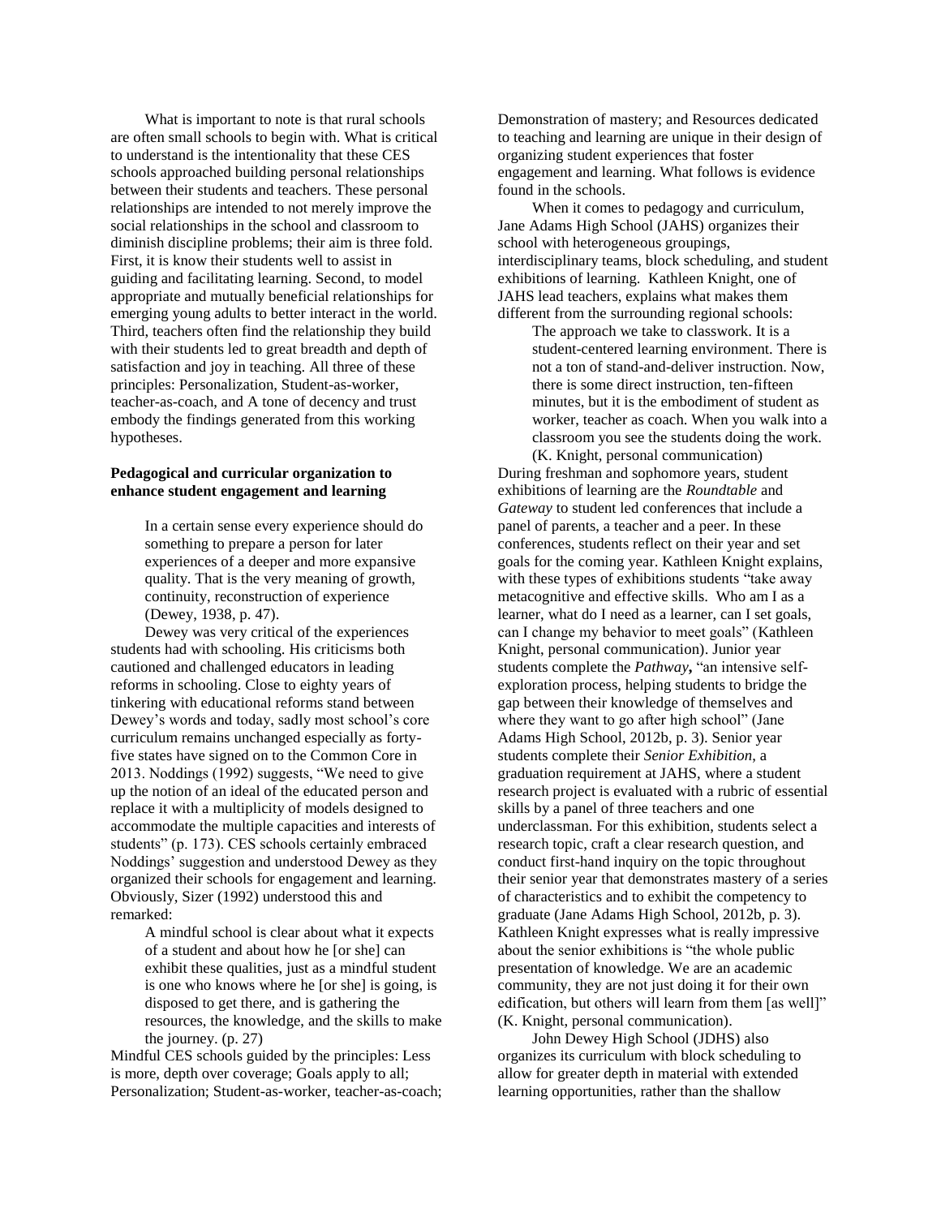What is important to note is that rural schools are often small schools to begin with. What is critical to understand is the intentionality that these CES schools approached building personal relationships between their students and teachers. These personal relationships are intended to not merely improve the social relationships in the school and classroom to diminish discipline problems; their aim is three fold. First, it is know their students well to assist in guiding and facilitating learning. Second, to model appropriate and mutually beneficial relationships for emerging young adults to better interact in the world. Third, teachers often find the relationship they build with their students led to great breadth and depth of satisfaction and joy in teaching. All three of these principles: Personalization, Student-as-worker, teacher-as-coach, and A tone of decency and trust embody the findings generated from this working hypotheses.

**Pedagogical and curricular organization to enhance student engagement and learning**

> In a certain sense every experience should do something to prepare a person for later experiences of a deeper and more expansive quality. That is the very meaning of growth, continuity, reconstruction of experience (Dewey, 1938, p. 47).

Dewey was very critical of the experiences students had with schooling. His criticisms both cautioned and challenged educators in leading reforms in schooling. Close to eighty years of tinkering with educational reforms stand between Dewey's words and today, sadly most school's core curriculum remains unchanged especially as forty-five states have signed on to the Common Core in 2013. Noddings (1992) suggests, "We need to give up the notion of an ideal of the educated person and replace it with a multiplicity of models designed to accommodate the multiple capacities and interests of students" (p. 173). CES schools certainly embraced Noddings' suggestion and understood Dewey as they organized their schools for engagement and learning. Obviously, Sizer (1992) understood this and remarked:

> A mindful school is clear about what it expects of a student and about how he [or she] can exhibit these qualities, just as a mindful student is one who knows where he [or she] is going, is disposed to get there, and is gathering the resources, the knowledge, and the skills to make the journey. (p. 27)

Mindful CES schools guided by the principles: Less is more, depth over coverage; Goals apply to all; Personalization; Student-as-worker, teacher-as-coach; Demonstration of mastery; and Resources dedicated to teaching and learning are unique in their design of organizing student experiences that foster engagement and learning. What follows is evidence found in the schools.

When it comes to pedagogy and curriculum, Jane Adams High School (JAHS) organizes their school with heterogeneous groupings, interdisciplinary teams, block scheduling, and student exhibitions of learning. Kathleen Knight, one of JAHS lead teachers, explains what makes them different from the surrounding regional schools:

> The approach we take to classwork. It is a student-centered learning environment. There is not a ton of stand-and-deliver instruction. Now, there is some direct instruction, ten-fifteen minutes, but it is the embodiment of student as worker, teacher as coach. When you walk into a classroom you see the students doing the work. (K. Knight, personal communication)

During freshman and sophomore years, student exhibitions of learning are the *Roundtable* and *Gateway* to student led conferences that include a panel of parents, a teacher and a peer. In these conferences, students reflect on their year and set goals for the coming year. Kathleen Knight explains, with these types of exhibitions students "take away metacognitive and effective skills. Who am I as a learner, what do I need as a learner, can I set goals, can I change my behavior to meet goals" (Kathleen Knight, personal communication). Junior year students complete the ***Pathway***, "an intensive self-exploration process, helping students to bridge the gap between their knowledge of themselves and where they want to go after high school" (Jane Adams High School, 2012b, p. 3). Senior year students complete their *Senior Exhibition*, a graduation requirement at JAHS, where a student research project is evaluated with a rubric of essential skills by a panel of three teachers and one underclassman. For this exhibition, students select a research topic, craft a clear research question, and conduct first-hand inquiry on the topic throughout their senior year that demonstrates mastery of a series of characteristics and to exhibit the competency to graduate (Jane Adams High School, 2012b, p. 3). Kathleen Knight expresses what is really impressive about the senior exhibitions is "the whole public presentation of knowledge. We are an academic community, they are not just doing it for their own edification, but others will learn from them [as well]" (K. Knight, personal communication).

John Dewey High School (JDHS) also organizes its curriculum with block scheduling to allow for greater depth in material with extended learning opportunities, rather than the shallow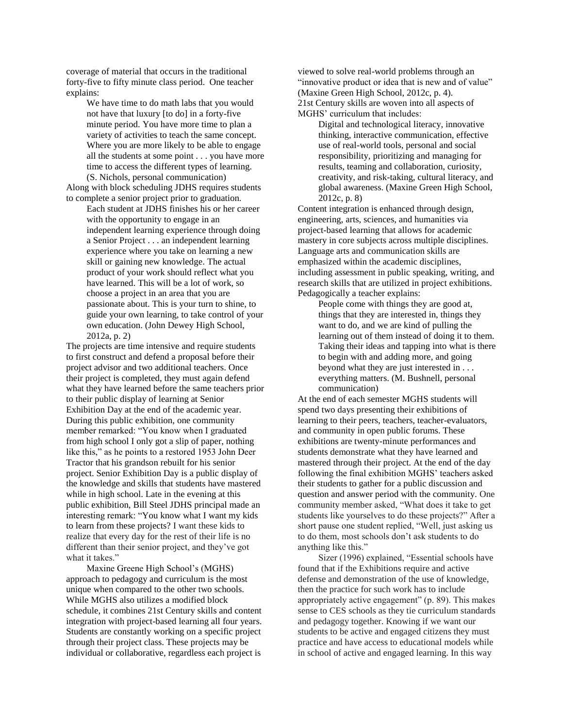coverage of material that occurs in the traditional forty-five to fifty minute class period. One teacher explains:

> We have time to do math labs that you would not have that luxury [to do] in a forty-five minute period. You have more time to plan a variety of activities to teach the same concept. Where you are more likely to be able to engage all the students at some point . . . you have more time to access the different types of learning. (S. Nichols, personal communication)

Along with block scheduling JDHS requires students to complete a senior project prior to graduation.

> Each student at JDHS finishes his or her career with the opportunity to engage in an independent learning experience through doing a Senior Project . . . an independent learning experience where you take on learning a new skill or gaining new knowledge. The actual product of your work should reflect what you have learned. This will be a lot of work, so choose a project in an area that you are passionate about. This is your turn to shine, to guide your own learning, to take control of your own education. (John Dewey High School, 2012a, p. 2)

The projects are time intensive and require students to first construct and defend a proposal before their project advisor and two additional teachers. Once their project is completed, they must again defend what they have learned before the same teachers prior to their public display of learning at Senior Exhibition Day at the end of the academic year. During this public exhibition, one community member remarked: "You know when I graduated from high school I only got a slip of paper, nothing like this," as he points to a restored 1953 John Deer Tractor that his grandson rebuilt for his senior project. Senior Exhibition Day is a public display of the knowledge and skills that students have mastered while in high school. Late in the evening at this public exhibition, Bill Steel JDHS principal made an interesting remark: "You know what I want my kids to learn from these projects? I want these kids to realize that every day for the rest of their life is no different than their senior project, and they've got what it takes."

Maxine Greene High School's (MGHS) approach to pedagogy and curriculum is the most unique when compared to the other two schools. While MGHS also utilizes a modified block schedule, it combines 21st Century skills and content integration with project-based learning all four years. Students are constantly working on a specific project through their project class. These projects may be individual or collaborative, regardless each project is viewed to solve real-world problems through an "innovative product or idea that is new and of value" (Maxine Green High School, 2012c, p. 4).

21st Century skills are woven into all aspects of MGHS' curriculum that includes:

> Digital and technological literacy, innovative thinking, interactive communication, effective use of real-world tools, personal and social responsibility, prioritizing and managing for results, teaming and collaboration, curiosity, creativity, and risk-taking, cultural literacy, and global awareness. (Maxine Green High School, 2012c, p. 8)

Content integration is enhanced through design, engineering, arts, sciences, and humanities via project-based learning that allows for academic mastery in core subjects across multiple disciplines. Language arts and communication skills are emphasized within the academic disciplines, including assessment in public speaking, writing, and research skills that are utilized in project exhibitions. Pedagogically a teacher explains:

> People come with things they are good at, things that they are interested in, things they want to do, and we are kind of pulling the learning out of them instead of doing it to them. Taking their ideas and tapping into what is there to begin with and adding more, and going beyond what they are just interested in . . . everything matters. (M. Bushnell, personal communication)

At the end of each semester MGHS students will spend two days presenting their exhibitions of learning to their peers, teachers, teacher-evaluators, and community in open public forums. These exhibitions are twenty-minute performances and students demonstrate what they have learned and mastered through their project. At the end of the day following the final exhibition MGHS' teachers asked their students to gather for a public discussion and question and answer period with the community. One community member asked, "What does it take to get students like yourselves to do these projects?" After a short pause one student replied, "Well, just asking us to do them, most schools don't ask students to do anything like this."

Sizer (1996) explained, "Essential schools have found that if the Exhibitions require and active defense and demonstration of the use of knowledge, then the practice for such work has to include appropriately active engagement" (p. 89). This makes sense to CES schools as they tie curriculum standards and pedagogy together. Knowing if we want our students to be active and engaged citizens they must practice and have access to educational models while in school of active and engaged learning. In this way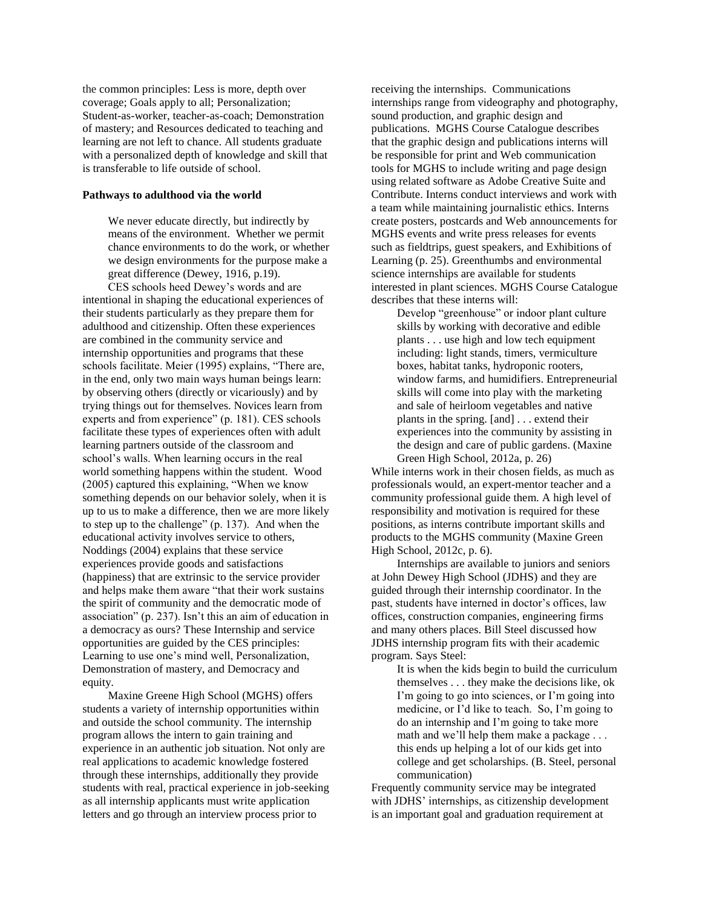the common principles: Less is more, depth over coverage; Goals apply to all; Personalization; Student-as-worker, teacher-as-coach; Demonstration of mastery; and Resources dedicated to teaching and learning are not left to chance. All students graduate with a personalized depth of knowledge and skill that is transferable to life outside of school.

**Pathways to adulthood via the world**

> We never educate directly, but indirectly by means of the environment. Whether we permit chance environments to do the work, or whether we design environments for the purpose make a great difference (Dewey, 1916, p.19).

CES schools heed Dewey's words and are intentional in shaping the educational experiences of their students particularly as they prepare them for adulthood and citizenship. Often these experiences are combined in the community service and internship opportunities and programs that these schools facilitate. Meier (1995) explains, "There are, in the end, only two main ways human beings learn: by observing others (directly or vicariously) and by trying things out for themselves. Novices learn from experts and from experience" (p. 181). CES schools facilitate these types of experiences often with adult learning partners outside of the classroom and school's walls. When learning occurs in the real world something happens within the student. Wood (2005) captured this explaining, "When we know something depends on our behavior solely, when it is up to us to make a difference, then we are more likely to step up to the challenge" (p. 137). And when the educational activity involves service to others, Noddings (2004) explains that these service experiences provide goods and satisfactions (happiness) that are extrinsic to the service provider and helps make them aware "that their work sustains the spirit of community and the democratic mode of association" (p. 237). Isn't this an aim of education in a democracy as ours? These Internship and service opportunities are guided by the CES principles: Learning to use one's mind well, Personalization, Demonstration of mastery, and Democracy and equity.

Maxine Greene High School (MGHS) offers students a variety of internship opportunities within and outside the school community. The internship program allows the intern to gain training and experience in an authentic job situation. Not only are real applications to academic knowledge fostered through these internships, additionally they provide students with real, practical experience in job-seeking as all internship applicants must write application letters and go through an interview process prior to receiving the internships. Communications internships range from videography and photography, sound production, and graphic design and publications. MGHS Course Catalogue describes that the graphic design and publications interns will be responsible for print and Web communication tools for MGHS to include writing and page design using related software as Adobe Creative Suite and Contribute. Interns conduct interviews and work with a team while maintaining journalistic ethics. Interns create posters, postcards and Web announcements for MGHS events and write press releases for events such as fieldtrips, guest speakers, and Exhibitions of Learning (p. 25). Greenthumbs and environmental science internships are available for students interested in plant sciences. MGHS Course Catalogue describes that these interns will:

> Develop "greenhouse" or indoor plant culture skills by working with decorative and edible plants . . . use high and low tech equipment including: light stands, timers, vermiculture boxes, habitat tanks, hydroponic rooters, window farms, and humidifiers. Entrepreneurial skills will come into play with the marketing and sale of heirloom vegetables and native plants in the spring. [and] . . . extend their experiences into the community by assisting in the design and care of public gardens. (Maxine Green High School, 2012a, p. 26)

While interns work in their chosen fields, as much as professionals would, an expert-mentor teacher and a community professional guide them. A high level of responsibility and motivation is required for these positions, as interns contribute important skills and products to the MGHS community (Maxine Green High School, 2012c, p. 6).

Internships are available to juniors and seniors at John Dewey High School (JDHS) and they are guided through their internship coordinator. In the past, students have interned in doctor's offices, law offices, construction companies, engineering firms and many others places. Bill Steel discussed how JDHS internship program fits with their academic program. Says Steel:

> It is when the kids begin to build the curriculum themselves . . . they make the decisions like, ok I'm going to go into sciences, or I'm going into medicine, or I'd like to teach. So, I'm going to do an internship and I'm going to take more math and we'll help them make a package . . . this ends up helping a lot of our kids get into college and get scholarships. (B. Steel, personal communication)

Frequently community service may be integrated with JDHS' internships, as citizenship development is an important goal and graduation requirement at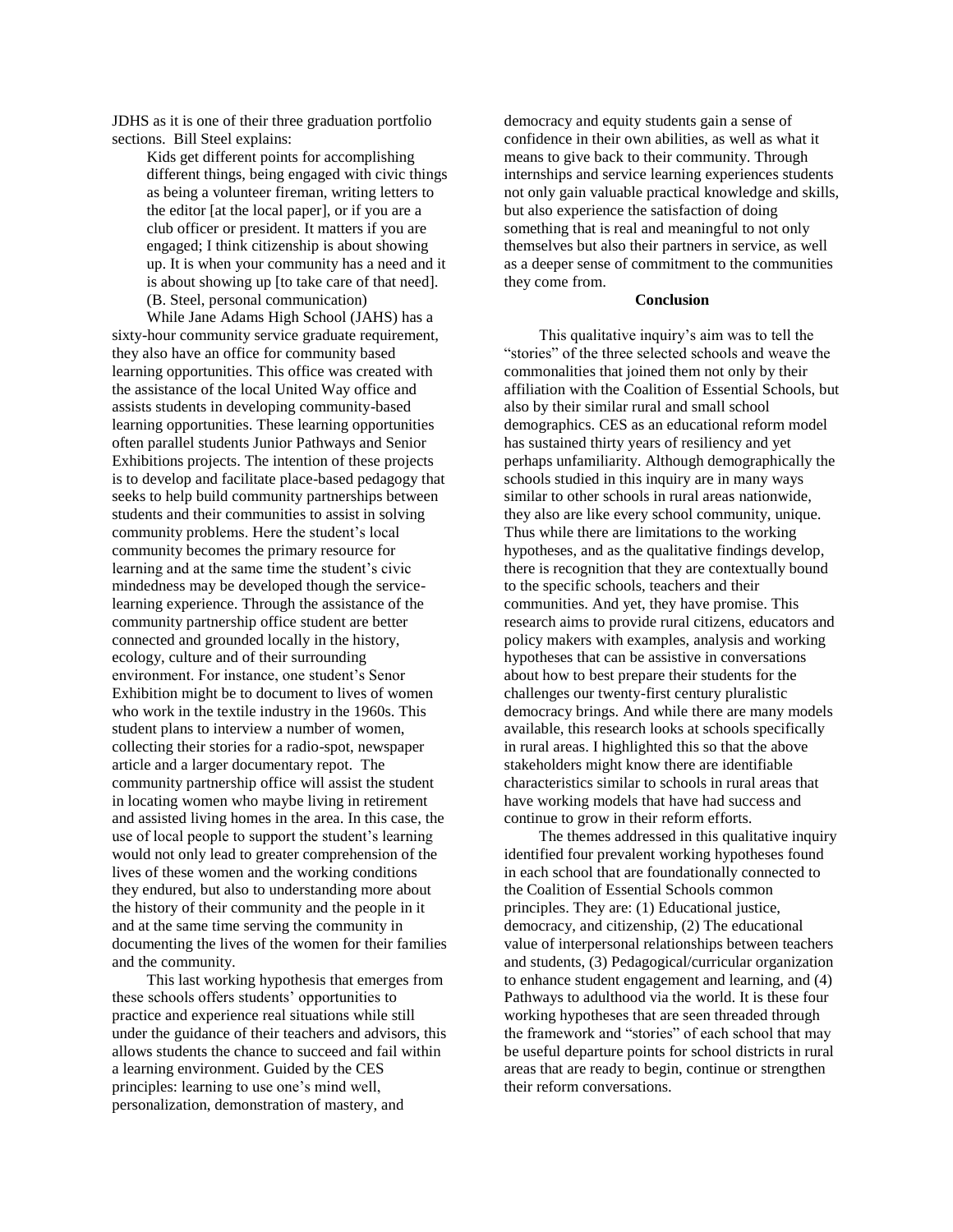JDHS as it is one of their three graduation portfolio sections. Bill Steel explains:

> Kids get different points for accomplishing different things, being engaged with civic things as being a volunteer fireman, writing letters to the editor [at the local paper], or if you are a club officer or president. It matters if you are engaged; I think citizenship is about showing up. It is when your community has a need and it is about showing up [to take care of that need]. (B. Steel, personal communication)

While Jane Adams High School (JAHS) has a sixty-hour community service graduate requirement, they also have an office for community based learning opportunities. This office was created with the assistance of the local United Way office and assists students in developing community-based learning opportunities. These learning opportunities often parallel students Junior Pathways and Senior Exhibitions projects. The intention of these projects is to develop and facilitate place-based pedagogy that seeks to help build community partnerships between students and their communities to assist in solving community problems. Here the student's local community becomes the primary resource for learning and at the same time the student's civic mindedness may be developed though the service-learning experience. Through the assistance of the community partnership office student are better connected and grounded locally in the history, ecology, culture and of their surrounding environment. For instance, one student's Senor Exhibition might be to document to lives of women who work in the textile industry in the 1960s. This student plans to interview a number of women, collecting their stories for a radio-spot, newspaper article and a larger documentary repot. The community partnership office will assist the student in locating women who maybe living in retirement and assisted living homes in the area. In this case, the use of local people to support the student's learning would not only lead to greater comprehension of the lives of these women and the working conditions they endured, but also to understanding more about the history of their community and the people in it and at the same time serving the community in documenting the lives of the women for their families and the community.

This last working hypothesis that emerges from these schools offers students' opportunities to practice and experience real situations while still under the guidance of their teachers and advisors, this allows students the chance to succeed and fail within a learning environment. Guided by the CES principles: learning to use one's mind well, personalization, demonstration of mastery, and democracy and equity students gain a sense of confidence in their own abilities, as well as what it means to give back to their community. Through internships and service learning experiences students not only gain valuable practical knowledge and skills, but also experience the satisfaction of doing something that is real and meaningful to not only themselves but also their partners in service, as well as a deeper sense of commitment to the communities they come from.

## Conclusion

This qualitative inquiry's aim was to tell the "stories" of the three selected schools and weave the commonalities that joined them not only by their affiliation with the Coalition of Essential Schools, but also by their similar rural and small school demographics. CES as an educational reform model has sustained thirty years of resiliency and yet perhaps unfamiliarity. Although demographically the schools studied in this inquiry are in many ways similar to other schools in rural areas nationwide, they also are like every school community, unique. Thus while there are limitations to the working hypotheses, and as the qualitative findings develop, there is recognition that they are contextually bound to the specific schools, teachers and their communities. And yet, they have promise. This research aims to provide rural citizens, educators and policy makers with examples, analysis and working hypotheses that can be assistive in conversations about how to best prepare their students for the challenges our twenty-first century pluralistic democracy brings. And while there are many models available, this research looks at schools specifically in rural areas. I highlighted this so that the above stakeholders might know there are identifiable characteristics similar to schools in rural areas that have working models that have had success and continue to grow in their reform efforts.

The themes addressed in this qualitative inquiry identified four prevalent working hypotheses found in each school that are foundationally connected to the Coalition of Essential Schools common principles. They are: (1) Educational justice, democracy, and citizenship, (2) The educational value of interpersonal relationships between teachers and students, (3) Pedagogical/curricular organization to enhance student engagement and learning, and (4) Pathways to adulthood via the world. It is these four working hypotheses that are seen threaded through the framework and "stories" of each school that may be useful departure points for school districts in rural areas that are ready to begin, continue or strengthen their reform conversations.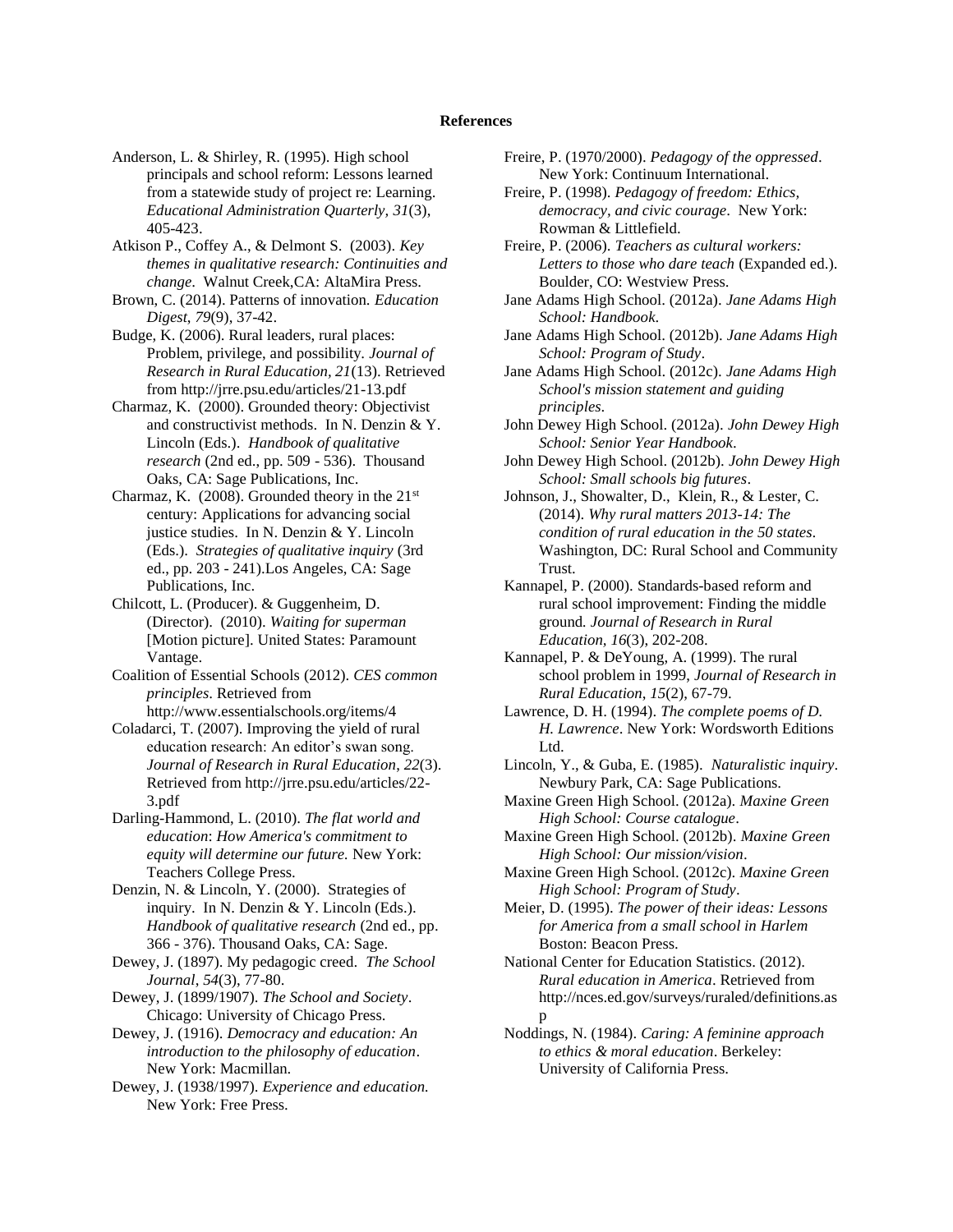**References**

Anderson, L. & Shirley, R. (1995). High school principals and school reform: Lessons learned from a statewide study of project re: Learning. *Educational Administration Quarterly, 31*(3), 405-423.

Atkison P., Coffey A., & Delmont S. (2003). *Key themes in qualitative research: Continuities and change*. Walnut Creek,CA: AltaMira Press.

Brown, C. (2014). Patterns of innovation. *Education Digest*, *79*(9), 37-42.

Budge, K. (2006). Rural leaders, rural places: Problem, privilege, and possibility. *Journal of Research in Rural Education, 21*(13). Retrieved from http://jrre.psu.edu/articles/21-13.pdf

Charmaz, K. (2000). Grounded theory: Objectivist and constructivist methods. In N. Denzin & Y. Lincoln (Eds.). *Handbook of qualitative research* (2nd ed., pp. 509 - 536). Thousand Oaks, CA: Sage Publications, Inc.

Charmaz, K. (2008). Grounded theory in the 21st century: Applications for advancing social justice studies. In N. Denzin & Y. Lincoln (Eds.). *Strategies of qualitative inquiry* (3rd ed., pp. 203 - 241).Los Angeles, CA: Sage Publications, Inc.

Chilcott, L. (Producer). & Guggenheim, D. (Director). (2010). *Waiting for superman* [Motion picture]. United States: Paramount Vantage.

Coalition of Essential Schools (2012). *CES common principles*. Retrieved from http://www.essentialschools.org/items/4

Coladarci, T. (2007). Improving the yield of rural education research: An editor's swan song. *Journal of Research in Rural Education, 22*(3). Retrieved from http://jrre.psu.edu/articles/22-3.pdf

Darling-Hammond, L. (2010). *The flat world and education*: *How America's commitment to equity will determine our future.* New York: Teachers College Press.

Denzin, N. & Lincoln, Y. (2000). Strategies of inquiry. In N. Denzin & Y. Lincoln (Eds.). *Handbook of qualitative research* (2nd ed., pp. 366 - 376). Thousand Oaks, CA: Sage.

Dewey, J. (1897). My pedagogic creed. *The School Journal*, *54*(3), 77-80.

Dewey, J. (1899/1907). *The School and Society*. Chicago: University of Chicago Press.

Dewey, J. (1916). *Democracy and education: An introduction to the philosophy of education*. New York: Macmillan.

Dewey, J. (1938/1997). *Experience and education.* New York: Free Press.

Freire, P. (1970/2000). *Pedagogy of the oppressed*. New York: Continuum International.

Freire, P. (1998). *Pedagogy of freedom: Ethics, democracy, and civic courage*. New York: Rowman & Littlefield.

Freire, P. (2006). *Teachers as cultural workers: Letters to those who dare teach* (Expanded ed.). Boulder, CO: Westview Press.

Jane Adams High School. (2012a). *Jane Adams High School: Handbook*.

Jane Adams High School. (2012b). *Jane Adams High School: Program of Study*.

Jane Adams High School. (2012c). *Jane Adams High School's mission statement and guiding principles*.

John Dewey High School. (2012a). *John Dewey High School: Senior Year Handbook*.

John Dewey High School. (2012b). *John Dewey High School: Small schools big futures*.

Johnson, J., Showalter, D., Klein, R., & Lester, C. (2014). *Why rural matters 2013-14: The condition of rural education in the 50 states*. Washington, DC: Rural School and Community Trust.

Kannapel, P. (2000). Standards-based reform and rural school improvement: Finding the middle ground*. Journal of Research in Rural Education, 16*(3), 202-208.

Kannapel, P. & DeYoung, A. (1999). The rural school problem in 1999, *Journal of Research in Rural Education*, *15*(2), 67-79.

Lawrence, D. H. (1994). *The complete poems of D. H. Lawrence*. New York: Wordsworth Editions Ltd.

Lincoln, Y., & Guba, E. (1985). *Naturalistic inquiry*. Newbury Park, CA: Sage Publications.

Maxine Green High School. (2012a). *Maxine Green High School: Course catalogue*.

Maxine Green High School. (2012b). *Maxine Green High School: Our mission/vision*.

Maxine Green High School. (2012c). *Maxine Green High School: Program of Study*.

Meier, D. (1995). *The power of their ideas: Lessons for America from a small school in Harlem* Boston: Beacon Press.

National Center for Education Statistics. (2012). *Rural education in America*. Retrieved from http://nces.ed.gov/surveys/ruraled/definitions.asp

Noddings, N. (1984). *Caring: A feminine approach to ethics & moral education*. Berkeley: University of California Press.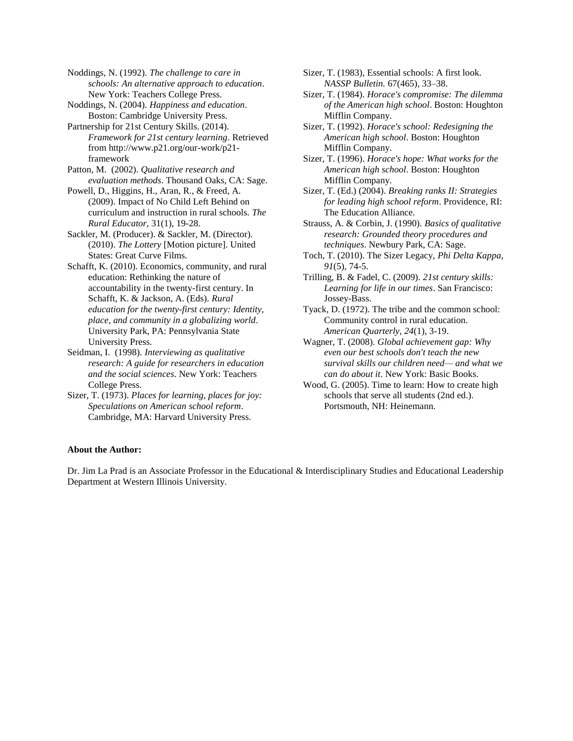Noddings, N. (1992). *The challenge to care in schools: An alternative approach to education*. New York: Teachers College Press.

Noddings, N. (2004). *Happiness and education*. Boston: Cambridge University Press.

Partnership for 21st Century Skills. (2014). *Framework for 21st century learning*. Retrieved from http://www.p21.org/our-work/p21-framework

Patton, M. (2002). *Qualitative research and evaluation methods*. Thousand Oaks, CA: Sage.

Powell, D., Higgins, H., Aran, R., & Freed, A. (2009). Impact of No Child Left Behind on curriculum and instruction in rural schools. *The Rural Educator*, 31(1), 19-28.

Sackler, M. (Producer). & Sackler, M. (Director). (2010). *The Lottery* [Motion picture]. United States: Great Curve Films.

Schafft, K. (2010). Economics, community, and rural education: Rethinking the nature of accountability in the twenty-first century. In Schafft, K. & Jackson, A. (Eds). *Rural education for the twenty-first century: Identity, place, and community in a globalizing world*. University Park, PA: Pennsylvania State University Press.

Seidman, I. (1998). *Interviewing as qualitative research: A guide for researchers in education and the social sciences*. New York: Teachers College Press.

Sizer, T. (1973). *Places for learning, places for joy: Speculations on American school reform*. Cambridge, MA: Harvard University Press.

Sizer, T. (1983), Essential schools: A first look. *NASSP Bulletin.* 67(465), 33–38.

Sizer, T. (1984). *Horace's compromise: The dilemma of the American high school*. Boston: Houghton Mifflin Company.

Sizer, T. (1992). *Horace's school: Redesigning the American high school*. Boston: Houghton Mifflin Company.

Sizer, T. (1996). *Horace's hope: What works for the American high school*. Boston: Houghton Mifflin Company.

Sizer, T. (Ed.) (2004). *Breaking ranks II: Strategies for leading high school reform*. Providence, RI: The Education Alliance.

Strauss, A. & Corbin, J. (1990). *Basics of qualitative research: Grounded theory procedures and techniques*. Newbury Park, CA: Sage.

Toch, T. (2010). The Sizer Legacy, *Phi Delta Kappa, 91*(5), 74-5.

Trilling, B. & Fadel, C. (2009). *21st century skills: Learning for life in our times*. San Francisco: Jossey-Bass.

Tyack, D. (1972). The tribe and the common school: Community control in rural education. *American Quarterly*, *24*(1), 3-19.

Wagner, T. (2008). *Global achievement gap: Why even our best schools don't teach the new survival skills our children need— and what we can do about it*. New York: Basic Books.

Wood, G. (2005). Time to learn: How to create high schools that serve all students (2nd ed.). Portsmouth, NH: Heinemann.

**About the Author:**

Dr. Jim La Prad is an Associate Professor in the Educational & Interdisciplinary Studies and Educational Leadership Department at Western Illinois University.